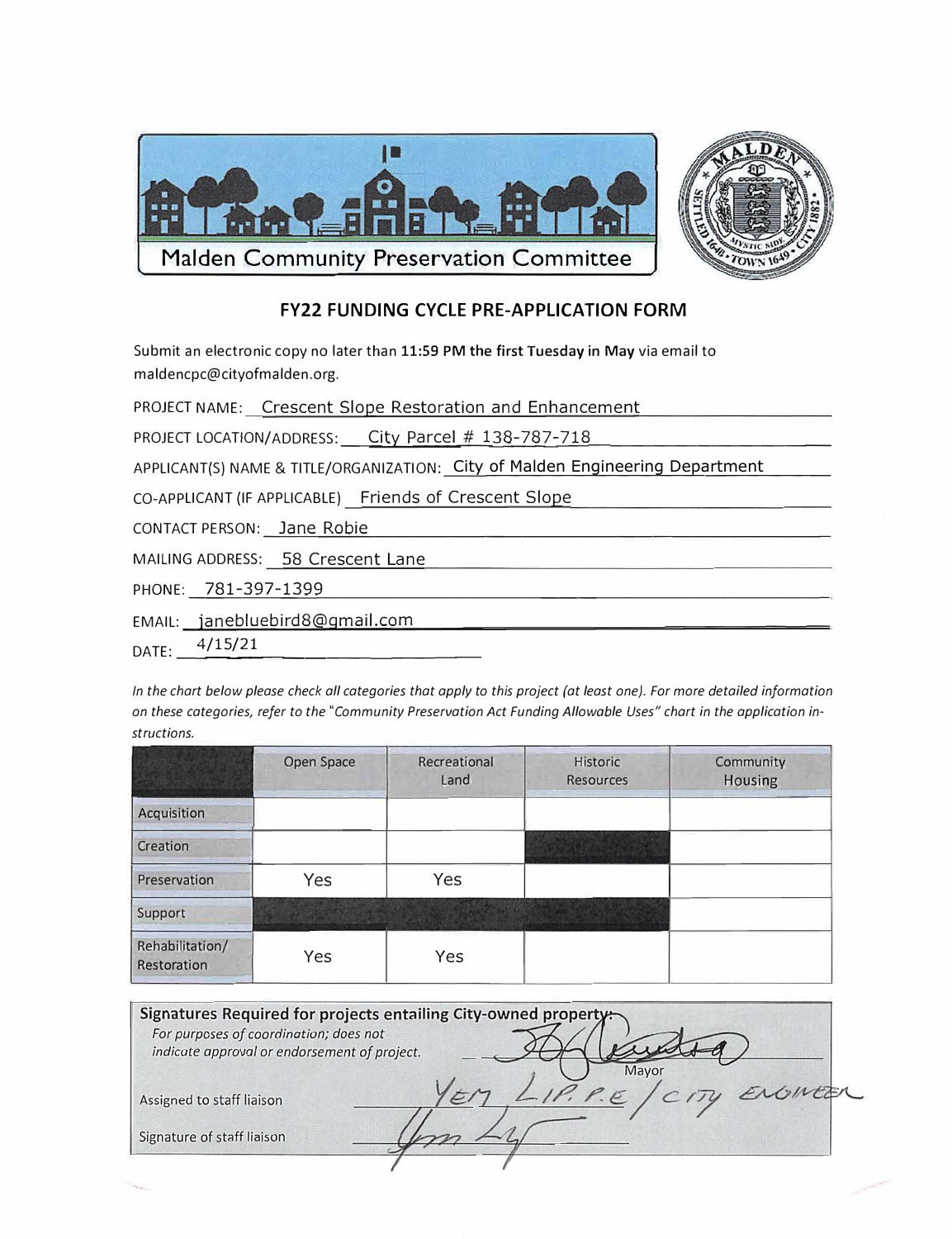# Malden Community Preservation Committee

## FY22 FUNDING CYCLE PRE-APPLICATION FORM

Submit an electronic copy no later than **11:59 PM the first Tuesday in May** via email to maldencpc@cityofmalden.org.

PROJECT NAME: Crescent Slope Restoration and Enhancement

PROJECT LOCATION/ADDRESS: City Parcel # 138-787-718

APPLICANT(S) NAME & TITLE/ORGANIZATION: City of Malden Engineering Department

CO-APPLICANT (IF APPLICABLE) Friends of Crescent Slope

CONTACT PERSON: Jane Robie

MAILING ADDRESS: 58 Crescent Lane

PHONE: 781-397-1399

EMAIL: janebluebird8@gmail.com

DATE: 4/15/21

*In the chart below please check all categories that apply to this project (at least one). For more detailed information on these categories, refer to the "Community Preservation Act Funding Allowable Uses" chart in the application instructions.*

| | Open Space | Recreational Land | Historic Resources | Community Housing |
|---|---|---|---|---|
| Acquisition | | | | |
| Creation | | | | |
| Preservation | Yes | Yes | | |
| Support | | | | |
| Rehabilitation/ Restoration | Yes | Yes | | |

**Signatures Required for projects entailing City-owned property:**

*For purposes of coordination; does not indicate approval or endorsement of project.*

[signature] Mayor

Assigned to staff liaison: Yem Lip, P.E / City Engineer

Signature of staff liaison: [signature]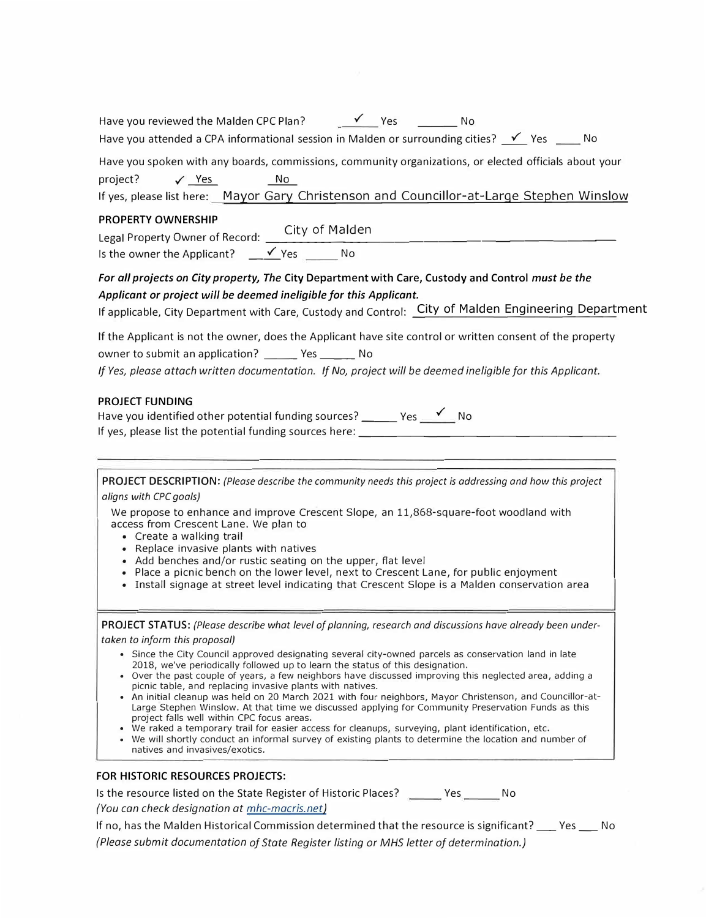Have you reviewed the Malden CPC Plan? ✓ Yes ______ No

Have you attended a CPA informational session in Malden or surrounding cities? ✓ Yes ____ No

Have you spoken with any boards, commissions, community organizations, or elected officials about your project? ✓ Yes No

If yes, please list here: Mayor Gary Christenson and Councillor-at-Large Stephen Winslow

### PROPERTY OWNERSHIP

Legal Property Owner of Record: City of Malden

Is the owner the Applicant? ✓ Yes ______ No

***For all projects on City property, The* City Department with Care, Custody and Control *must be the Applicant or project will be deemed ineligible for this Applicant.***

If applicable, City Department with Care, Custody and Control: City of Malden Engineering Department

If the Applicant is not the owner, does the Applicant have site control or written consent of the property owner to submit an application? ______ Yes ______ No

*If Yes, please attach written documentation. If No, project will be deemed ineligible for this Applicant.*

### PROJECT FUNDING

Have you identified other potential funding sources? ______ Yes ✓ No

If yes, please list the potential funding sources here: ______

**PROJECT DESCRIPTION:** *(Please describe the community needs this project is addressing and how this project aligns with CPC goals)*

We propose to enhance and improve Crescent Slope, an 11,868-square-foot woodland with access from Crescent Lane. We plan to

- Create a walking trail
- Replace invasive plants with natives
- Add benches and/or rustic seating on the upper, flat level
- Place a picnic bench on the lower level, next to Crescent Lane, for public enjoyment
- Install signage at street level indicating that Crescent Slope is a Malden conservation area

**PROJECT STATUS:** *(Please describe what level of planning, research and discussions have already been undertaken to inform this proposal)*

- Since the City Council approved designating several city-owned parcels as conservation land in late 2018, we've periodically followed up to learn the status of this designation.
- Over the past couple of years, a few neighbors have discussed improving this neglected area, adding a picnic table, and replacing invasive plants with natives.
- An initial cleanup was held on 20 March 2021 with four neighbors, Mayor Christenson, and Councillor-at-Large Stephen Winslow. At that time we discussed applying for Community Preservation Funds as this project falls well within CPC focus areas.
- We raked a temporary trail for easier access for cleanups, surveying, plant identification, etc.
- We will shortly conduct an informal survey of existing plants to determine the location and number of natives and invasives/exotics.

### FOR HISTORIC RESOURCES PROJECTS:

Is the resource listed on the State Register of Historic Places? ______ Yes ______ No

*(You can check designation at mhc-macris.net)*

If no, has the Malden Historical Commission determined that the resource is significant? ___ Yes ___ No

*(Please submit documentation of State Register listing or MHS letter of determination.)*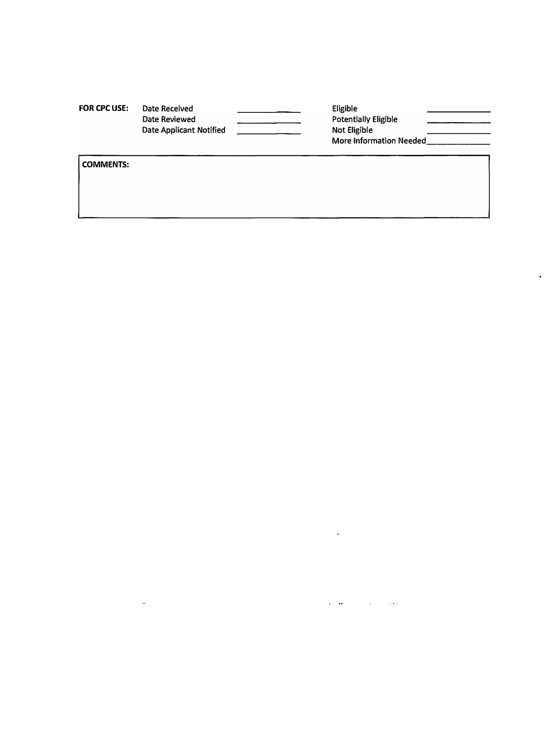**FOR CPC USE:**

| | | | |
|---|---|---|---|
| Date Received | ________ | Eligible | ________ |
| Date Reviewed | ________ | Potentially Eligible | ________ |
| Date Applicant Notified | ________ | Not Eligible | ________ |
| | | More Information Needed | ________ |

**COMMENTS:**